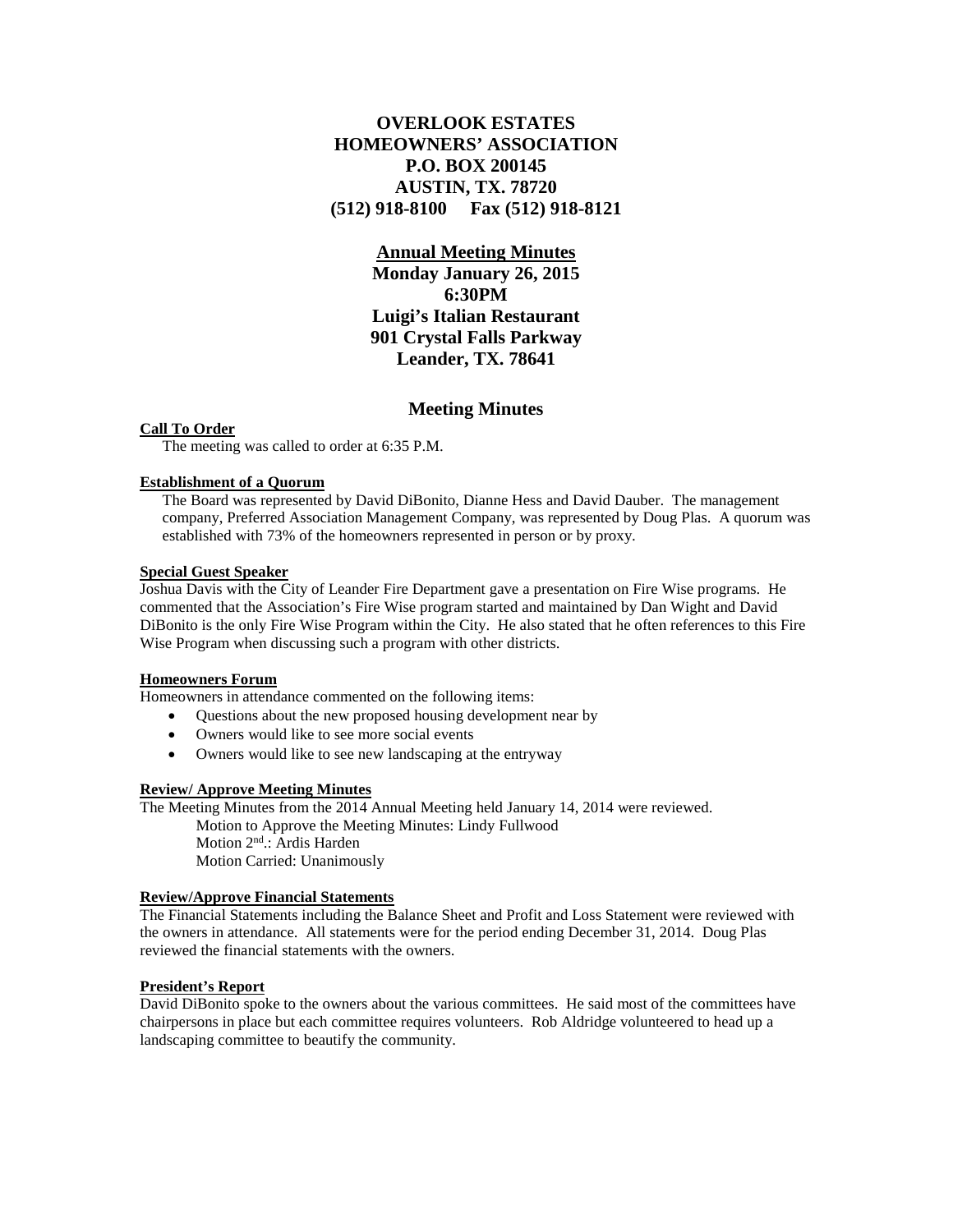# OVERLOOK ESTATES HOMEOWNERS' ASSOCIATION

**P.O. BOX 200145**
**AUSTIN, TX. 78720**
**(512) 918-8100 Fax (512) 918-8121**

## Annual Meeting Minutes

**Monday January 26, 2015**
**6:30PM**
**Luigi's Italian Restaurant**
**901 Crystal Falls Parkway**
**Leander, TX. 78641**

## Meeting Minutes

### Call To Order

The meeting was called to order at 6:35 P.M.

### Establishment of a Quorum

The Board was represented by David DiBonito, Dianne Hess and David Dauber. The management company, Preferred Association Management Company, was represented by Doug Plas. A quorum was established with 73% of the homeowners represented in person or by proxy.

### Special Guest Speaker

Joshua Davis with the City of Leander Fire Department gave a presentation on Fire Wise programs. He commented that the Association's Fire Wise program started and maintained by Dan Wight and David DiBonito is the only Fire Wise Program within the City. He also stated that he often references to this Fire Wise Program when discussing such a program with other districts.

### Homeowners Forum

Homeowners in attendance commented on the following items:

- Questions about the new proposed housing development near by
- Owners would like to see more social events
- Owners would like to see new landscaping at the entryway

### Review/ Approve Meeting Minutes

The Meeting Minutes from the 2014 Annual Meeting held January 14, 2014 were reviewed.

Motion to Approve the Meeting Minutes: Lindy Fullwood
Motion 2nd.: Ardis Harden
Motion Carried: Unanimously

### Review/Approve Financial Statements

The Financial Statements including the Balance Sheet and Profit and Loss Statement were reviewed with the owners in attendance. All statements were for the period ending December 31, 2014. Doug Plas reviewed the financial statements with the owners.

### President's Report

David DiBonito spoke to the owners about the various committees. He said most of the committees have chairpersons in place but each committee requires volunteers. Rob Aldridge volunteered to head up a landscaping committee to beautify the community.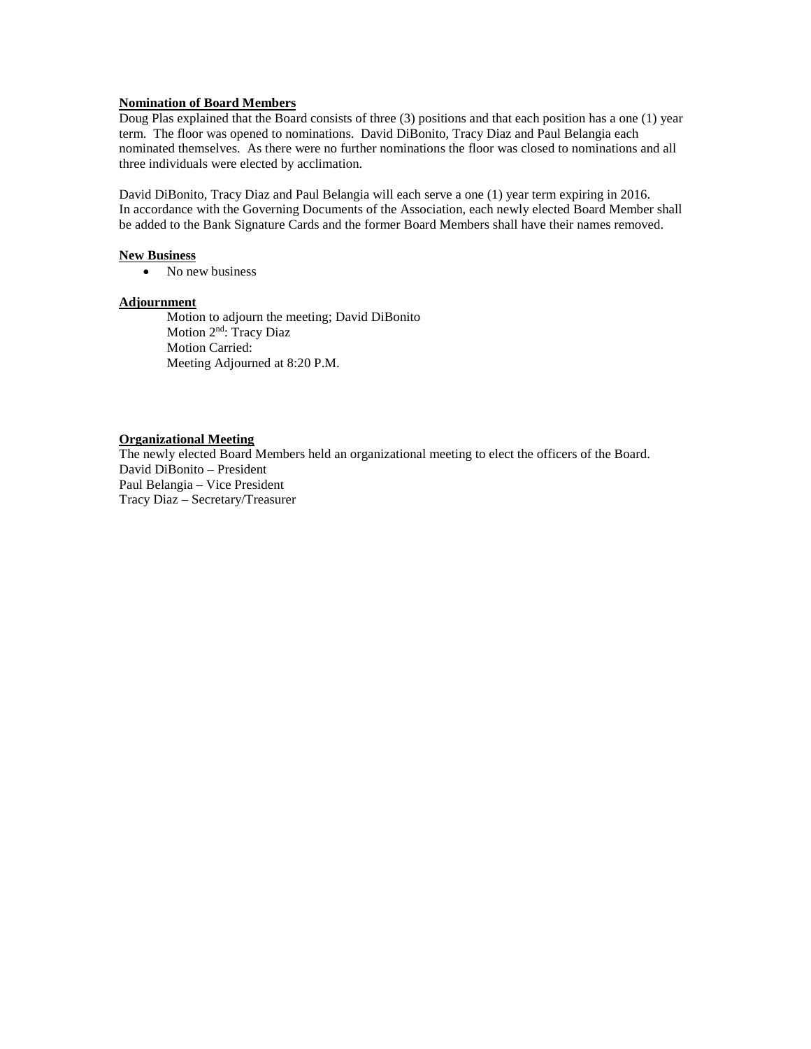**Nomination of Board Members**

Doug Plas explained that the Board consists of three (3) positions and that each position has a one (1) year term. The floor was opened to nominations. David DiBonito, Tracy Diaz and Paul Belangia each nominated themselves. As there were no further nominations the floor was closed to nominations and all three individuals were elected by acclimation.

David DiBonito, Tracy Diaz and Paul Belangia will each serve a one (1) year term expiring in 2016. In accordance with the Governing Documents of the Association, each newly elected Board Member shall be added to the Bank Signature Cards and the former Board Members shall have their names removed.

**New Business**

- No new business

**Adjournment**

Motion to adjourn the meeting; David DiBonito
Motion 2nd: Tracy Diaz
Motion Carried:
Meeting Adjourned at 8:20 P.M.

**Organizational Meeting**

The newly elected Board Members held an organizational meeting to elect the officers of the Board.
David DiBonito – President
Paul Belangia – Vice President
Tracy Diaz – Secretary/Treasurer